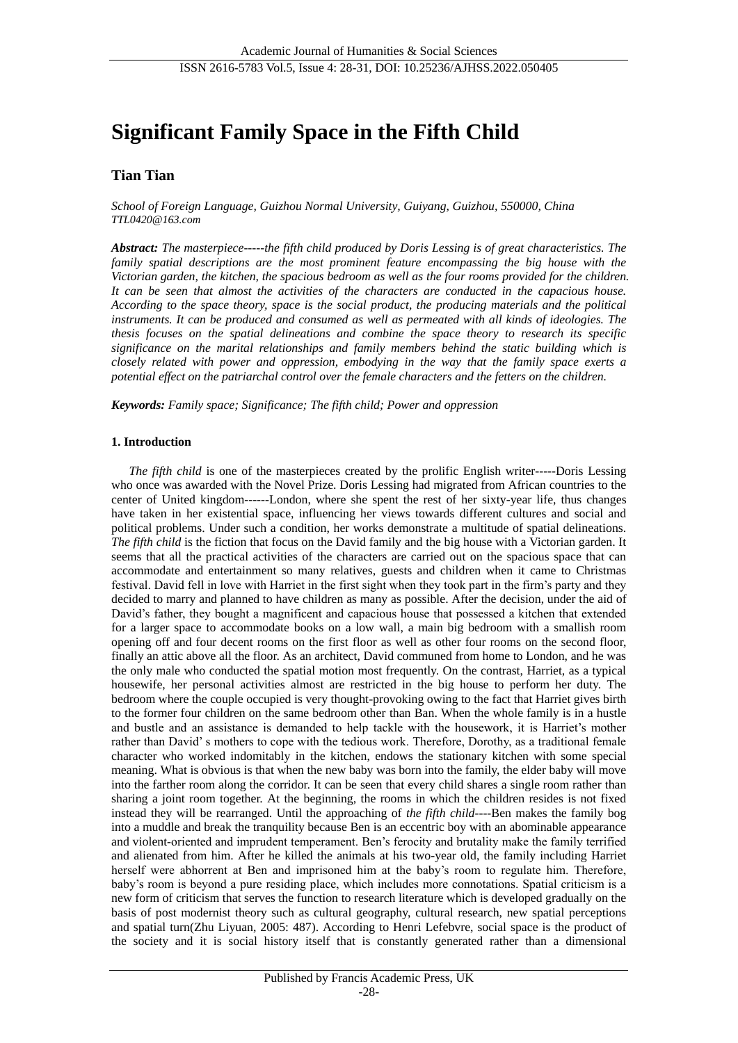# Significant Family Space in the Fifth Child

**Tian Tian**

*School of Foreign Language, Guizhou Normal University, Guiyang, Guizhou, 550000, China*
*TTL0420@163.com*

***Abstract:*** *The masterpiece-----the fifth child produced by Doris Lessing is of great characteristics. The family spatial descriptions are the most prominent feature encompassing the big house with the Victorian garden, the kitchen, the spacious bedroom as well as the four rooms provided for the children. It can be seen that almost the activities of the characters are conducted in the capacious house. According to the space theory, space is the social product, the producing materials and the political instruments. It can be produced and consumed as well as permeated with all kinds of ideologies. The thesis focuses on the spatial delineations and combine the space theory to research its specific significance on the marital relationships and family members behind the static building which is closely related with power and oppression, embodying in the way that the family space exerts a potential effect on the patriarchal control over the female characters and the fetters on the children.*

***Keywords:*** *Family space; Significance; The fifth child; Power and oppression*

## 1. Introduction

*The fifth child* is one of the masterpieces created by the prolific English writer-----Doris Lessing who once was awarded with the Novel Prize. Doris Lessing had migrated from African countries to the center of United kingdom------London, where she spent the rest of her sixty-year life, thus changes have taken in her existential space, influencing her views towards different cultures and social and political problems. Under such a condition, her works demonstrate a multitude of spatial delineations. *The fifth child* is the fiction that focus on the David family and the big house with a Victorian garden. It seems that all the practical activities of the characters are carried out on the spacious space that can accommodate and entertainment so many relatives, guests and children when it came to Christmas festival. David fell in love with Harriet in the first sight when they took part in the firm's party and they decided to marry and planned to have children as many as possible. After the decision, under the aid of David's father, they bought a magnificent and capacious house that possessed a kitchen that extended for a larger space to accommodate books on a low wall, a main big bedroom with a smallish room opening off and four decent rooms on the first floor as well as other four rooms on the second floor, finally an attic above all the floor. As an architect, David communed from home to London, and he was the only male who conducted the spatial motion most frequently. On the contrast, Harriet, as a typical housewife, her personal activities almost are restricted in the big house to perform her duty. The bedroom where the couple occupied is very thought-provoking owing to the fact that Harriet gives birth to the former four children on the same bedroom other than Ban. When the whole family is in a hustle and bustle and an assistance is demanded to help tackle with the housework, it is Harriet's mother rather than David' s mothers to cope with the tedious work. Therefore, Dorothy, as a traditional female character who worked indomitably in the kitchen, endows the stationary kitchen with some special meaning. What is obvious is that when the new baby was born into the family, the elder baby will move into the farther room along the corridor. It can be seen that every child shares a single room rather than sharing a joint room together. At the beginning, the rooms in which the children resides is not fixed instead they will be rearranged. Until the approaching of *the fifth child*----Ben makes the family bog into a muddle and break the tranquility because Ben is an eccentric boy with an abominable appearance and violent-oriented and imprudent temperament. Ben's ferocity and brutality make the family terrified and alienated from him. After he killed the animals at his two-year old, the family including Harriet herself were abhorrent at Ben and imprisoned him at the baby's room to regulate him. Therefore, baby's room is beyond a pure residing place, which includes more connotations. Spatial criticism is a new form of criticism that serves the function to research literature which is developed gradually on the basis of post modernist theory such as cultural geography, cultural research, new spatial perceptions and spatial turn(Zhu Liyuan, 2005: 487). According to Henri Lefebvre, social space is the product of the society and it is social history itself that is constantly generated rather than a dimensional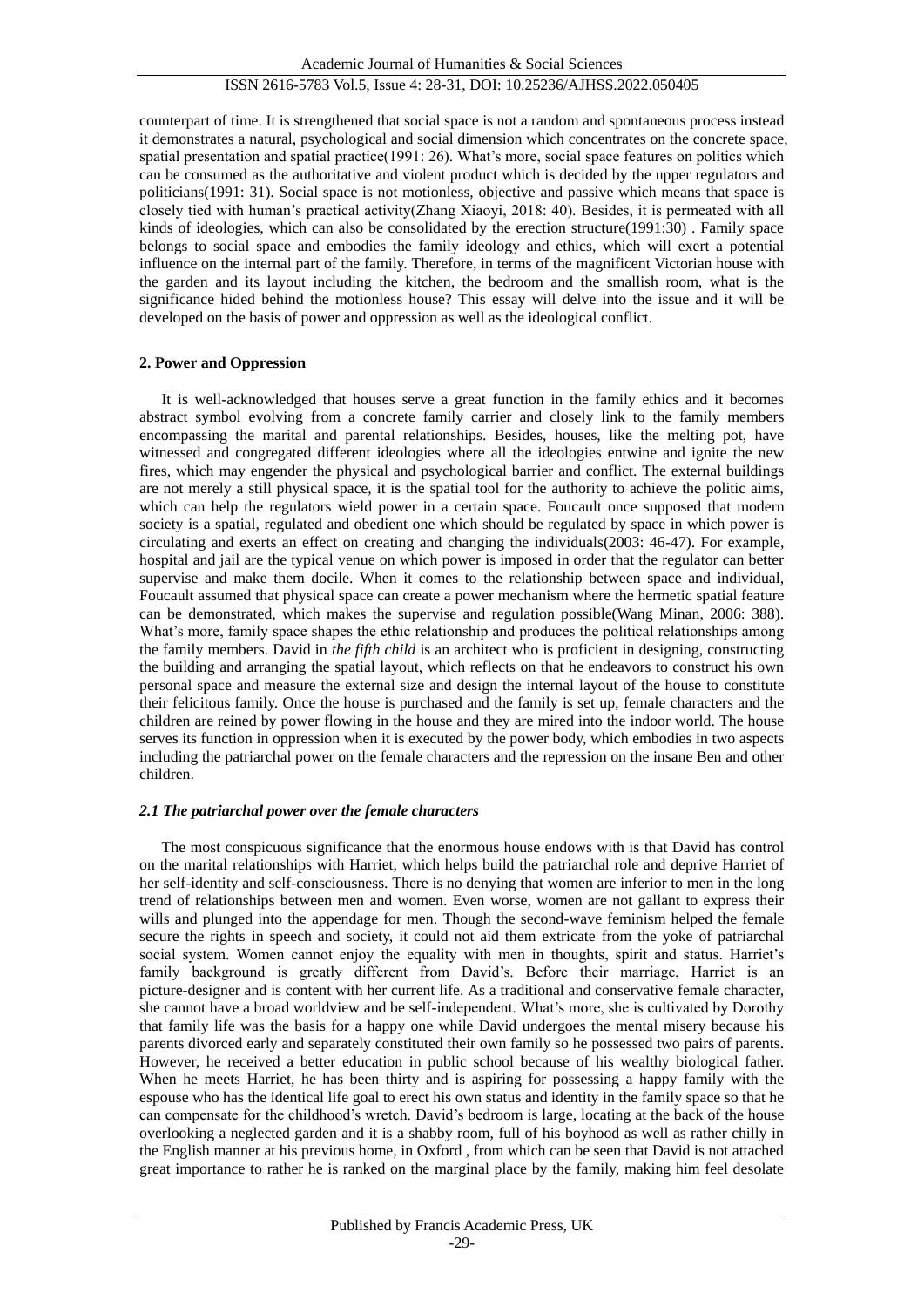counterpart of time. It is strengthened that social space is not a random and spontaneous process instead it demonstrates a natural, psychological and social dimension which concentrates on the concrete space, spatial presentation and spatial practice(1991: 26). What's more, social space features on politics which can be consumed as the authoritative and violent product which is decided by the upper regulators and politicians(1991: 31). Social space is not motionless, objective and passive which means that space is closely tied with human's practical activity(Zhang Xiaoyi, 2018: 40). Besides, it is permeated with all kinds of ideologies, which can also be consolidated by the erection structure(1991:30) . Family space belongs to social space and embodies the family ideology and ethics, which will exert a potential influence on the internal part of the family. Therefore, in terms of the magnificent Victorian house with the garden and its layout including the kitchen, the bedroom and the smallish room, what is the significance hided behind the motionless house? This essay will delve into the issue and it will be developed on the basis of power and oppression as well as the ideological conflict.

## 2. Power and Oppression

It is well-acknowledged that houses serve a great function in the family ethics and it becomes abstract symbol evolving from a concrete family carrier and closely link to the family members encompassing the marital and parental relationships. Besides, houses, like the melting pot, have witnessed and congregated different ideologies where all the ideologies entwine and ignite the new fires, which may engender the physical and psychological barrier and conflict. The external buildings are not merely a still physical space, it is the spatial tool for the authority to achieve the politic aims, which can help the regulators wield power in a certain space. Foucault once supposed that modern society is a spatial, regulated and obedient one which should be regulated by space in which power is circulating and exerts an effect on creating and changing the individuals(2003: 46-47). For example, hospital and jail are the typical venue on which power is imposed in order that the regulator can better supervise and make them docile. When it comes to the relationship between space and individual, Foucault assumed that physical space can create a power mechanism where the hermetic spatial feature can be demonstrated, which makes the supervise and regulation possible(Wang Minan, 2006: 388). What's more, family space shapes the ethic relationship and produces the political relationships among the family members. David in *the fifth child* is an architect who is proficient in designing, constructing the building and arranging the spatial layout, which reflects on that he endeavors to construct his own personal space and measure the external size and design the internal layout of the house to constitute their felicitous family. Once the house is purchased and the family is set up, female characters and the children are reined by power flowing in the house and they are mired into the indoor world. The house serves its function in oppression when it is executed by the power body, which embodies in two aspects including the patriarchal power on the female characters and the repression on the insane Ben and other children.

### *2.1 The patriarchal power over the female characters*

The most conspicuous significance that the enormous house endows with is that David has control on the marital relationships with Harriet, which helps build the patriarchal role and deprive Harriet of her self-identity and self-consciousness. There is no denying that women are inferior to men in the long trend of relationships between men and women. Even worse, women are not gallant to express their wills and plunged into the appendage for men. Though the second-wave feminism helped the female secure the rights in speech and society, it could not aid them extricate from the yoke of patriarchal social system. Women cannot enjoy the equality with men in thoughts, spirit and status. Harriet's family background is greatly different from David's. Before their marriage, Harriet is an picture-designer and is content with her current life. As a traditional and conservative female character, she cannot have a broad worldview and be self-independent. What's more, she is cultivated by Dorothy that family life was the basis for a happy one while David undergoes the mental misery because his parents divorced early and separately constituted their own family so he possessed two pairs of parents. However, he received a better education in public school because of his wealthy biological father. When he meets Harriet, he has been thirty and is aspiring for possessing a happy family with the espouse who has the identical life goal to erect his own status and identity in the family space so that he can compensate for the childhood's wretch. David's bedroom is large, locating at the back of the house overlooking a neglected garden and it is a shabby room, full of his boyhood as well as rather chilly in the English manner at his previous home, in Oxford , from which can be seen that David is not attached great importance to rather he is ranked on the marginal place by the family, making him feel desolate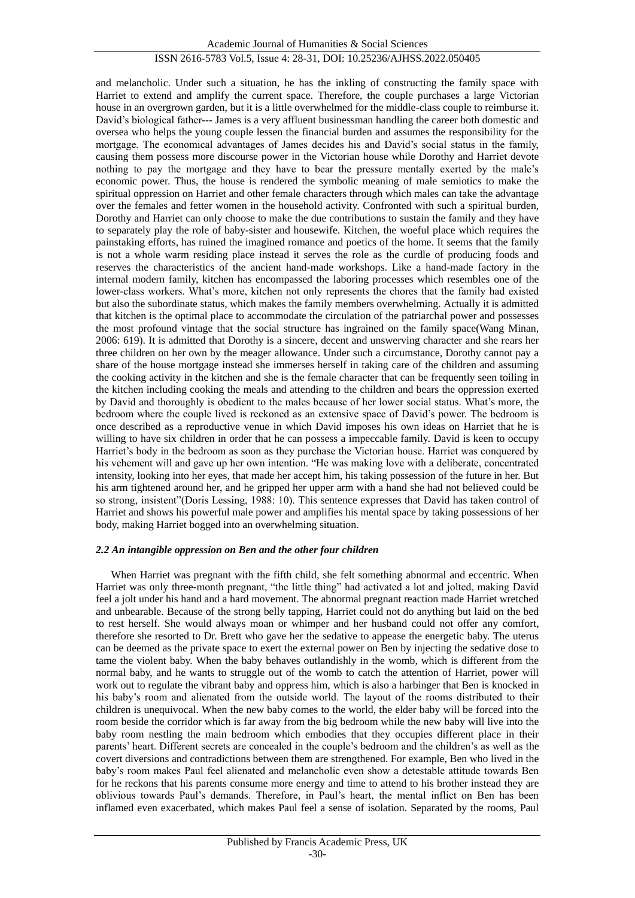and melancholic. Under such a situation, he has the inkling of constructing the family space with Harriet to extend and amplify the current space. Therefore, the couple purchases a large Victorian house in an overgrown garden, but it is a little overwhelmed for the middle-class couple to reimburse it. David's biological father--- James is a very affluent businessman handling the career both domestic and oversea who helps the young couple lessen the financial burden and assumes the responsibility for the mortgage. The economical advantages of James decides his and David's social status in the family, causing them possess more discourse power in the Victorian house while Dorothy and Harriet devote nothing to pay the mortgage and they have to bear the pressure mentally exerted by the male's economic power. Thus, the house is rendered the symbolic meaning of male semiotics to make the spiritual oppression on Harriet and other female characters through which males can take the advantage over the females and fetter women in the household activity. Confronted with such a spiritual burden, Dorothy and Harriet can only choose to make the due contributions to sustain the family and they have to separately play the role of baby-sister and housewife. Kitchen, the woeful place which requires the painstaking efforts, has ruined the imagined romance and poetics of the home. It seems that the family is not a whole warm residing place instead it serves the role as the curdle of producing foods and reserves the characteristics of the ancient hand-made workshops. Like a hand-made factory in the internal modern family, kitchen has encompassed the laboring processes which resembles one of the lower-class workers. What's more, kitchen not only represents the chores that the family had existed but also the subordinate status, which makes the family members overwhelming. Actually it is admitted that kitchen is the optimal place to accommodate the circulation of the patriarchal power and possesses the most profound vintage that the social structure has ingrained on the family space(Wang Minan, 2006: 619). It is admitted that Dorothy is a sincere, decent and unswerving character and she rears her three children on her own by the meager allowance. Under such a circumstance, Dorothy cannot pay a share of the house mortgage instead she immerses herself in taking care of the children and assuming the cooking activity in the kitchen and she is the female character that can be frequently seen toiling in the kitchen including cooking the meals and attending to the children and bears the oppression exerted by David and thoroughly is obedient to the males because of her lower social status. What's more, the bedroom where the couple lived is reckoned as an extensive space of David's power. The bedroom is once described as a reproductive venue in which David imposes his own ideas on Harriet that he is willing to have six children in order that he can possess a impeccable family. David is keen to occupy Harriet's body in the bedroom as soon as they purchase the Victorian house. Harriet was conquered by his vehement will and gave up her own intention. "He was making love with a deliberate, concentrated intensity, looking into her eyes, that made her accept him, his taking possession of the future in her. But his arm tightened around her, and he gripped her upper arm with a hand she had not believed could be so strong, insistent"(Doris Lessing, 1988: 10). This sentence expresses that David has taken control of Harriet and shows his powerful male power and amplifies his mental space by taking possessions of her body, making Harriet bogged into an overwhelming situation.

### *2.2 An intangible oppression on Ben and the other four children*

When Harriet was pregnant with the fifth child, she felt something abnormal and eccentric. When Harriet was only three-month pregnant, "the little thing" had activated a lot and jolted, making David feel a jolt under his hand and a hard movement. The abnormal pregnant reaction made Harriet wretched and unbearable. Because of the strong belly tapping, Harriet could not do anything but laid on the bed to rest herself. She would always moan or whimper and her husband could not offer any comfort, therefore she resorted to Dr. Brett who gave her the sedative to appease the energetic baby. The uterus can be deemed as the private space to exert the external power on Ben by injecting the sedative dose to tame the violent baby. When the baby behaves outlandishly in the womb, which is different from the normal baby, and he wants to struggle out of the womb to catch the attention of Harriet, power will work out to regulate the vibrant baby and oppress him, which is also a harbinger that Ben is knocked in his baby's room and alienated from the outside world. The layout of the rooms distributed to their children is unequivocal. When the new baby comes to the world, the elder baby will be forced into the room beside the corridor which is far away from the big bedroom while the new baby will live into the baby room nestling the main bedroom which embodies that they occupies different place in their parents' heart. Different secrets are concealed in the couple's bedroom and the children's as well as the covert diversions and contradictions between them are strengthened. For example, Ben who lived in the baby's room makes Paul feel alienated and melancholic even show a detestable attitude towards Ben for he reckons that his parents consume more energy and time to attend to his brother instead they are oblivious towards Paul's demands. Therefore, in Paul's heart, the mental inflict on Ben has been inflamed even exacerbated, which makes Paul feel a sense of isolation. Separated by the rooms, Paul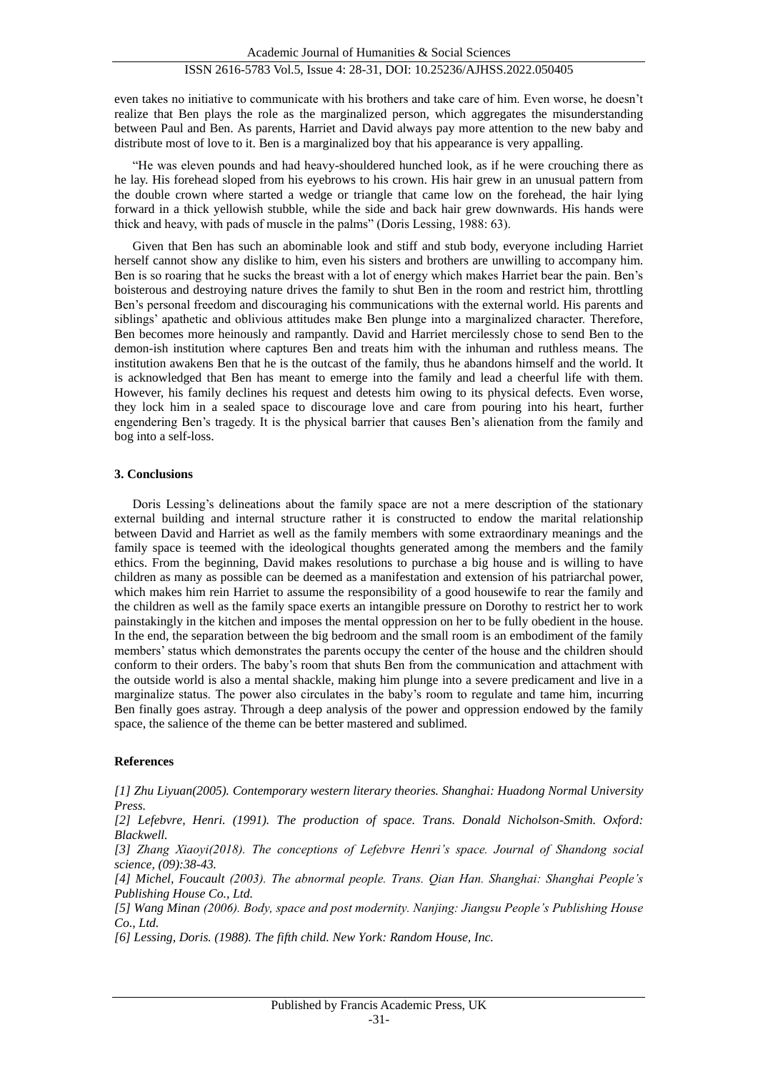even takes no initiative to communicate with his brothers and take care of him. Even worse, he doesn't realize that Ben plays the role as the marginalized person, which aggregates the misunderstanding between Paul and Ben. As parents, Harriet and David always pay more attention to the new baby and distribute most of love to it. Ben is a marginalized boy that his appearance is very appalling.

"He was eleven pounds and had heavy-shouldered hunched look, as if he were crouching there as he lay. His forehead sloped from his eyebrows to his crown. His hair grew in an unusual pattern from the double crown where started a wedge or triangle that came low on the forehead, the hair lying forward in a thick yellowish stubble, while the side and back hair grew downwards. His hands were thick and heavy, with pads of muscle in the palms" (Doris Lessing, 1988: 63).

Given that Ben has such an abominable look and stiff and stub body, everyone including Harriet herself cannot show any dislike to him, even his sisters and brothers are unwilling to accompany him. Ben is so roaring that he sucks the breast with a lot of energy which makes Harriet bear the pain. Ben's boisterous and destroying nature drives the family to shut Ben in the room and restrict him, throttling Ben's personal freedom and discouraging his communications with the external world. His parents and siblings' apathetic and oblivious attitudes make Ben plunge into a marginalized character. Therefore, Ben becomes more heinously and rampantly. David and Harriet mercilessly chose to send Ben to the demon-ish institution where captures Ben and treats him with the inhuman and ruthless means. The institution awakens Ben that he is the outcast of the family, thus he abandons himself and the world. It is acknowledged that Ben has meant to emerge into the family and lead a cheerful life with them. However, his family declines his request and detests him owing to its physical defects. Even worse, they lock him in a sealed space to discourage love and care from pouring into his heart, further engendering Ben's tragedy. It is the physical barrier that causes Ben's alienation from the family and bog into a self-loss.

### 3. Conclusions

Doris Lessing's delineations about the family space are not a mere description of the stationary external building and internal structure rather it is constructed to endow the marital relationship between David and Harriet as well as the family members with some extraordinary meanings and the family space is teemed with the ideological thoughts generated among the members and the family ethics. From the beginning, David makes resolutions to purchase a big house and is willing to have children as many as possible can be deemed as a manifestation and extension of his patriarchal power, which makes him rein Harriet to assume the responsibility of a good housewife to rear the family and the children as well as the family space exerts an intangible pressure on Dorothy to restrict her to work painstakingly in the kitchen and imposes the mental oppression on her to be fully obedient in the house. In the end, the separation between the big bedroom and the small room is an embodiment of the family members' status which demonstrates the parents occupy the center of the house and the children should conform to their orders. The baby's room that shuts Ben from the communication and attachment with the outside world is also a mental shackle, making him plunge into a severe predicament and live in a marginalize status. The power also circulates in the baby's room to regulate and tame him, incurring Ben finally goes astray. Through a deep analysis of the power and oppression endowed by the family space, the salience of the theme can be better mastered and sublimed.

### References

*[1] Zhu Liyuan(2005). Contemporary western literary theories. Shanghai: Huadong Normal University Press.*

*[2] Lefebvre, Henri. (1991). The production of space. Trans. Donald Nicholson-Smith. Oxford: Blackwell.*

*[3] Zhang Xiaoyi(2018). The conceptions of Lefebvre Henri's space. Journal of Shandong social science, (09):38-43.*

*[4] Michel, Foucault (2003). The abnormal people. Trans. Qian Han. Shanghai: Shanghai People's Publishing House Co., Ltd.*

*[5] Wang Minan (2006). Body, space and post modernity. Nanjing: Jiangsu People's Publishing House Co., Ltd.*

*[6] Lessing, Doris. (1988). The fifth child. New York: Random House, Inc.*